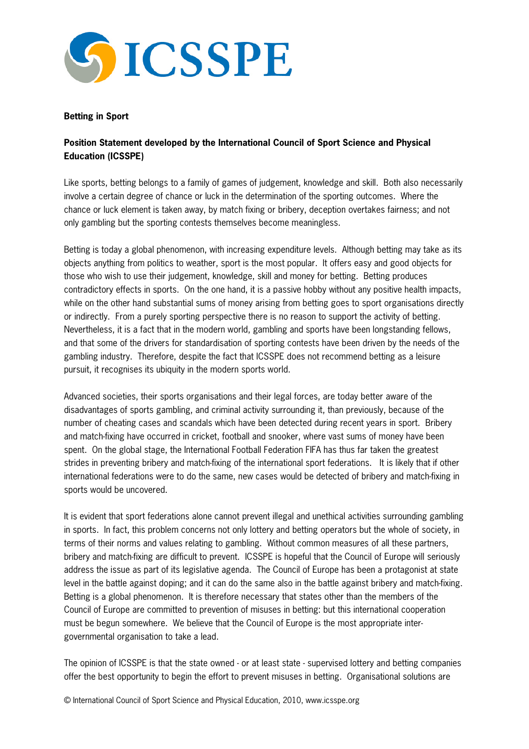ICSSPE

**Betting in Sport**

**Position Statement developed by the International Council of Sport Science and Physical Education (ICSSPE)**

Like sports, betting belongs to a family of games of judgement, knowledge and skill. Both also necessarily involve a certain degree of chance or luck in the determination of the sporting outcomes. Where the chance or luck element is taken away, by match fixing or bribery, deception overtakes fairness; and not only gambling but the sporting contests themselves become meaningless.

Betting is today a global phenomenon, with increasing expenditure levels. Although betting may take as its objects anything from politics to weather, sport is the most popular. It offers easy and good objects for those who wish to use their judgement, knowledge, skill and money for betting. Betting produces contradictory effects in sports. On the one hand, it is a passive hobby without any positive health impacts, while on the other hand substantial sums of money arising from betting goes to sport organisations directly or indirectly. From a purely sporting perspective there is no reason to support the activity of betting. Nevertheless, it is a fact that in the modern world, gambling and sports have been longstanding fellows, and that some of the drivers for standardisation of sporting contests have been driven by the needs of the gambling industry. Therefore, despite the fact that ICSSPE does not recommend betting as a leisure pursuit, it recognises its ubiquity in the modern sports world.

Advanced societies, their sports organisations and their legal forces, are today better aware of the disadvantages of sports gambling, and criminal activity surrounding it, than previously, because of the number of cheating cases and scandals which have been detected during recent years in sport. Bribery and match-fixing have occurred in cricket, football and snooker, where vast sums of money have been spent. On the global stage, the International Football Federation FIFA has thus far taken the greatest strides in preventing bribery and match-fixing of the international sport federations. It is likely that if other international federations were to do the same, new cases would be detected of bribery and match-fixing in sports would be uncovered.

It is evident that sport federations alone cannot prevent illegal and unethical activities surrounding gambling in sports. In fact, this problem concerns not only lottery and betting operators but the whole of society, in terms of their norms and values relating to gambling. Without common measures of all these partners, bribery and match-fixing are difficult to prevent. ICSSPE is hopeful that the Council of Europe will seriously address the issue as part of its legislative agenda. The Council of Europe has been a protagonist at state level in the battle against doping; and it can do the same also in the battle against bribery and match-fixing. Betting is a global phenomenon. It is therefore necessary that states other than the members of the Council of Europe are committed to prevention of misuses in betting: but this international cooperation must be begun somewhere. We believe that the Council of Europe is the most appropriate inter-governmental organisation to take a lead.

The opinion of ICSSPE is that the state owned - or at least state - supervised lottery and betting companies offer the best opportunity to begin the effort to prevent misuses in betting. Organisational solutions are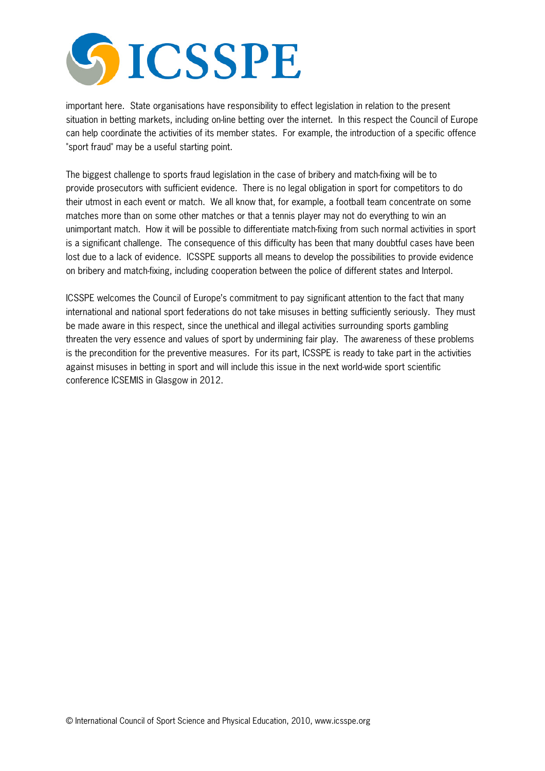important here. State organisations have responsibility to effect legislation in relation to the present situation in betting markets, including on-line betting over the internet. In this respect the Council of Europe can help coordinate the activities of its member states. For example, the introduction of a specific offence "sport fraud" may be a useful starting point.

The biggest challenge to sports fraud legislation in the case of bribery and match-fixing will be to provide prosecutors with sufficient evidence. There is no legal obligation in sport for competitors to do their utmost in each event or match. We all know that, for example, a football team concentrate on some matches more than on some other matches or that a tennis player may not do everything to win an unimportant match. How it will be possible to differentiate match-fixing from such normal activities in sport is a significant challenge. The consequence of this difficulty has been that many doubtful cases have been lost due to a lack of evidence. ICSSPE supports all means to develop the possibilities to provide evidence on bribery and match-fixing, including cooperation between the police of different states and Interpol.

ICSSPE welcomes the Council of Europe's commitment to pay significant attention to the fact that many international and national sport federations do not take misuses in betting sufficiently seriously. They must be made aware in this respect, since the unethical and illegal activities surrounding sports gambling threaten the very essence and values of sport by undermining fair play. The awareness of these problems is the precondition for the preventive measures. For its part, ICSSPE is ready to take part in the activities against misuses in betting in sport and will include this issue in the next world-wide sport scientific conference ICSEMIS in Glasgow in 2012.